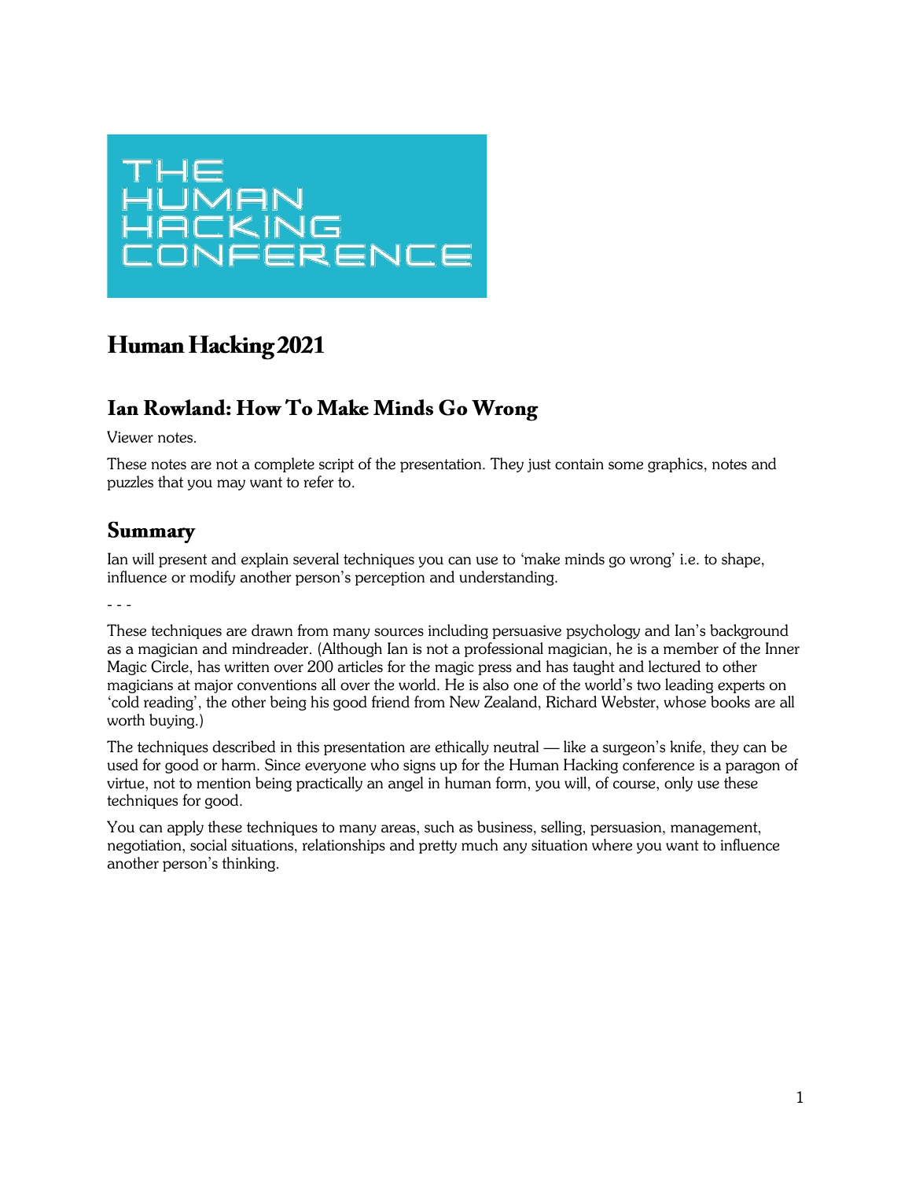THE HUMAN HACKING CONFERENCE

# Human Hacking 2021

## Ian Rowland: How To Make Minds Go Wrong

Viewer notes.

These notes are not a complete script of the presentation. They just contain some graphics, notes and puzzles that you may want to refer to.

## Summary

Ian will present and explain several techniques you can use to 'make minds go wrong' i.e. to shape, influence or modify another person's perception and understanding.

- - -

These techniques are drawn from many sources including persuasive psychology and Ian's background as a magician and mindreader. (Although Ian is not a professional magician, he is a member of the Inner Magic Circle, has written over 200 articles for the magic press and has taught and lectured to other magicians at major conventions all over the world. He is also one of the world's two leading experts on 'cold reading', the other being his good friend from New Zealand, Richard Webster, whose books are all worth buying.)

The techniques described in this presentation are ethically neutral — like a surgeon's knife, they can be used for good or harm. Since everyone who signs up for the Human Hacking conference is a paragon of virtue, not to mention being practically an angel in human form, you will, of course, only use these techniques for good.

You can apply these techniques to many areas, such as business, selling, persuasion, management, negotiation, social situations, relationships and pretty much any situation where you want to influence another person's thinking.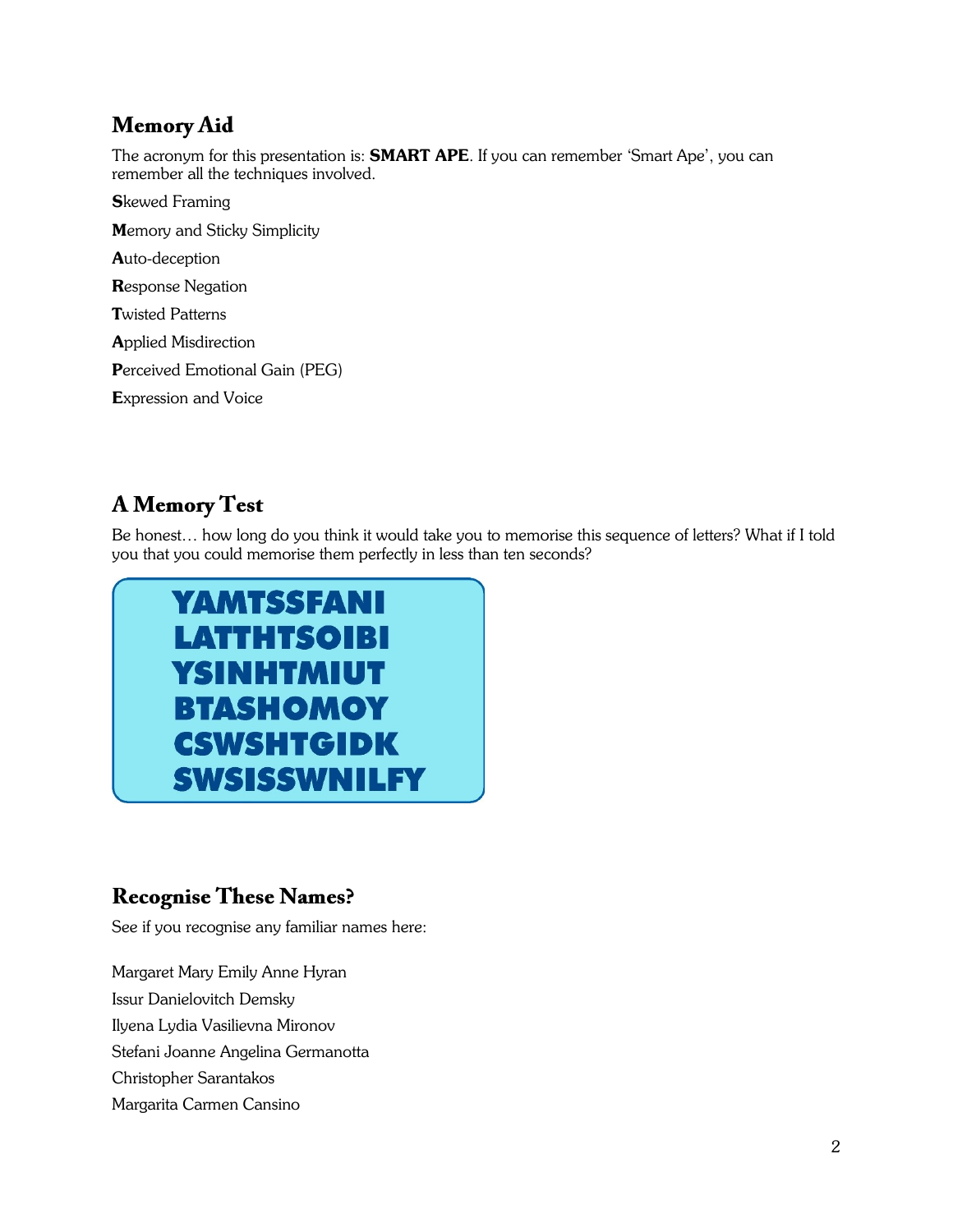## Memory Aid

The acronym for this presentation is: **SMART APE**. If you can remember 'Smart Ape', you can remember all the techniques involved.

**S**kewed Framing

**M**emory and Sticky Simplicity

**A**uto-deception

**R**esponse Negation

**T**wisted Patterns

**A**pplied Misdirection

**P**erceived Emotional Gain (PEG)

**E**xpression and Voice

## A Memory Test

Be honest… how long do you think it would take you to memorise this sequence of letters? What if I told you that you could memorise them perfectly in less than ten seconds?

**YAMTSSFANI**
**LATTHTSOIBI**
**YSINHTMIUT**
**BTASHOMOY**
**CSWSHTGIDK**
**SWSISSWNILFY**

## Recognise These Names?

See if you recognise any familiar names here:

Margaret Mary Emily Anne Hyran

Issur Danielovitch Demsky

Ilyena Lydia Vasilievna Mironov

Stefani Joanne Angelina Germanotta

Christopher Sarantakos

Margarita Carmen Cansino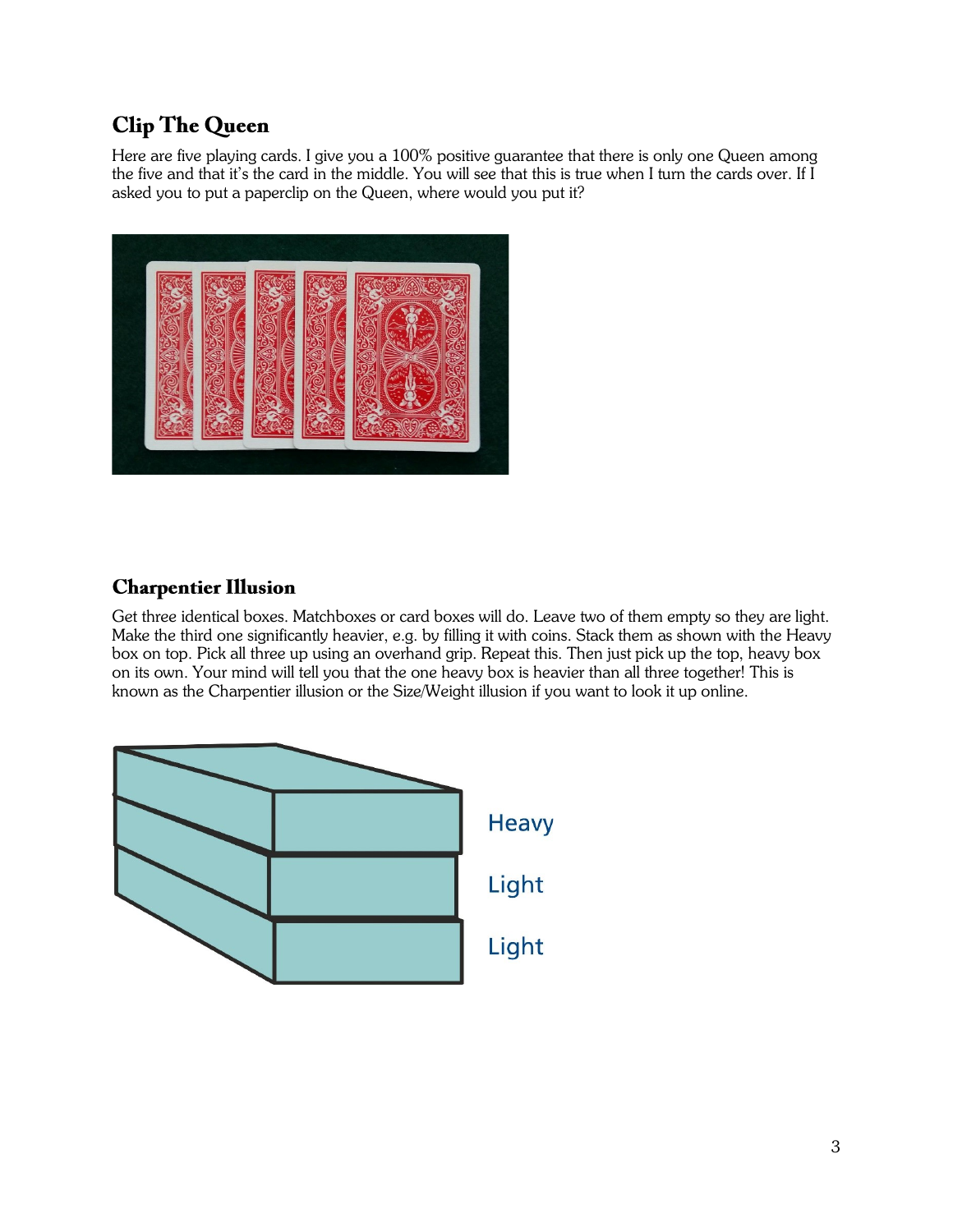## Clip The Queen

Here are five playing cards. I give you a 100% positive guarantee that there is only one Queen among the five and that it's the card in the middle. You will see that this is true when I turn the cards over. If I asked you to put a paperclip on the Queen, where would you put it?

## Charpentier Illusion

Get three identical boxes. Matchboxes or card boxes will do. Leave two of them empty so they are light. Make the third one significantly heavier, e.g. by filling it with coins. Stack them as shown with the Heavy box on top. Pick all three up using an overhand grip. Repeat this. Then just pick up the top, heavy box on its own. Your mind will tell you that the one heavy box is heavier than all three together! This is known as the Charpentier illusion or the Size/Weight illusion if you want to look it up online.

Heavy

Light

Light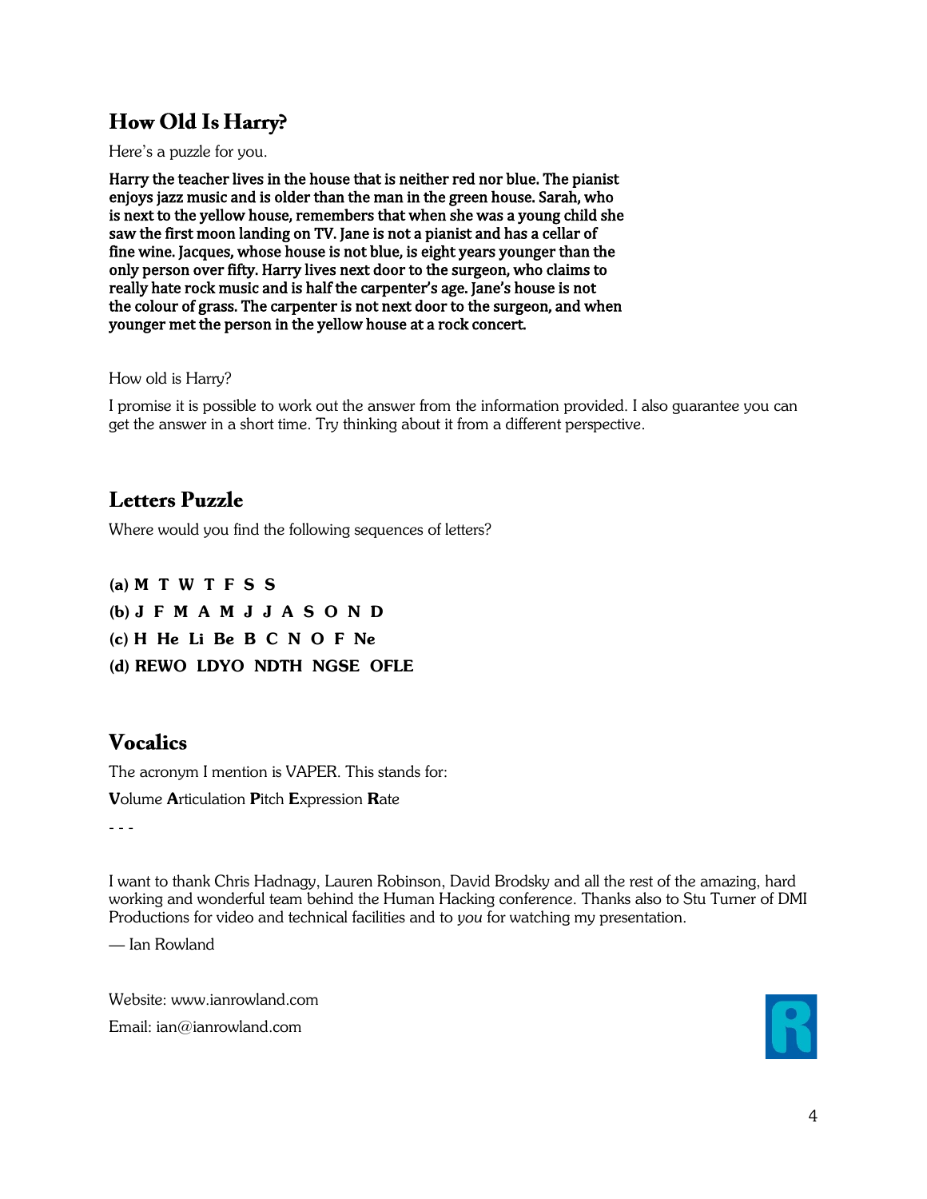## How Old Is Harry?

Here's a puzzle for you.

**Harry the teacher lives in the house that is neither red nor blue. The pianist enjoys jazz music and is older than the man in the green house. Sarah, who is next to the yellow house, remembers that when she was a young child she saw the first moon landing on TV. Jane is not a pianist and has a cellar of fine wine. Jacques, whose house is not blue, is eight years younger than the only person over fifty. Harry lives next door to the surgeon, who claims to really hate rock music and is half the carpenter's age. Jane's house is not the colour of grass. The carpenter is not next door to the surgeon, and when younger met the person in the yellow house at a rock concert.**

How old is Harry?

I promise it is possible to work out the answer from the information provided. I also guarantee you can get the answer in a short time. Try thinking about it from a different perspective.

## Letters Puzzle

Where would you find the following sequences of letters?

**(a) M T W T F S S**

**(b) J F M A M J J A S O N D**

**(c) H He Li Be B C N O F Ne**

**(d) REWO LDYO NDTH NGSE OFLE**

## Vocalics

The acronym I mention is VAPER. This stands for:

**V**olume **A**rticulation **P**itch **E**xpression **R**ate

\- - -

I want to thank Chris Hadnagy, Lauren Robinson, David Brodsky and all the rest of the amazing, hard working and wonderful team behind the Human Hacking conference. Thanks also to Stu Turner of DMI Productions for video and technical facilities and to *you* for watching my presentation.

— Ian Rowland

Website: www.ianrowland.com

Email: ian@ianrowland.com